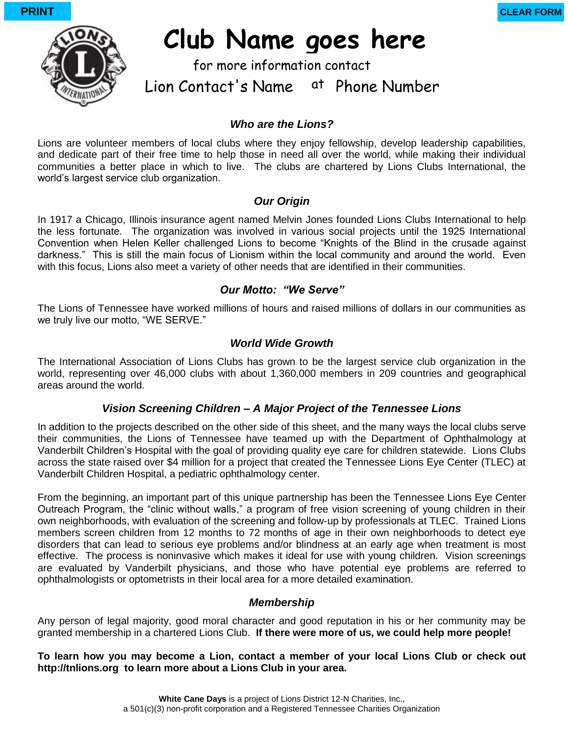PRINT

CLEAR FORM

# Club Name goes here

for more information contact

Lion Contact's Name at Phone Number

### *Who are the Lions?*

Lions are volunteer members of local clubs where they enjoy fellowship, develop leadership capabilities, and dedicate part of their free time to help those in need all over the world, while making their individual communities a better place in which to live. The clubs are chartered by Lions Clubs International, the world's largest service club organization.

### *Our Origin*

In 1917 a Chicago, Illinois insurance agent named Melvin Jones founded Lions Clubs International to help the less fortunate. The organization was involved in various social projects until the 1925 International Convention when Helen Keller challenged Lions to become "Knights of the Blind in the crusade against darkness." This is still the main focus of Lionism within the local community and around the world. Even with this focus, Lions also meet a variety of other needs that are identified in their communities.

### *Our Motto: "We Serve"*

The Lions of Tennessee have worked millions of hours and raised millions of dollars in our communities as we truly live our motto, "WE SERVE."

### *World Wide Growth*

The International Association of Lions Clubs has grown to be the largest service club organization in the world, representing over 46,000 clubs with about 1,360,000 members in 209 countries and geographical areas around the world.

### *Vision Screening Children – A Major Project of the Tennessee Lions*

In addition to the projects described on the other side of this sheet, and the many ways the local clubs serve their communities, the Lions of Tennessee have teamed up with the Department of Ophthalmology at Vanderbilt Children's Hospital with the goal of providing quality eye care for children statewide. Lions Clubs across the state raised over $4 million for a project that created the Tennessee Lions Eye Center (TLEC) at Vanderbilt Children Hospital, a pediatric ophthalmology center.

From the beginning, an important part of this unique partnership has been the Tennessee Lions Eye Center Outreach Program, the "clinic without walls," a program of free vision screening of young children in their own neighborhoods, with evaluation of the screening and follow-up by professionals at TLEC. Trained Lions members screen children from 12 months to 72 months of age in their own neighborhoods to detect eye disorders that can lead to serious eye problems and/or blindness at an early age when treatment is most effective. The process is noninvasive which makes it ideal for use with young children. Vision screenings are evaluated by Vanderbilt physicians, and those who have potential eye problems are referred to ophthalmologists or optometrists in their local area for a more detailed examination.

### *Membership*

Any person of legal majority, good moral character and good reputation in his or her community may be granted membership in a chartered Lions Club. **If there were more of us, we could help more people!**

**To learn how you may become a Lion, contact a member of your local Lions Club or check out http://tnlions.org to learn more about a Lions Club in your area.**

**White Cane Days** is a project of Lions District 12-N Charities, Inc.,
a 501(c)(3) non-profit corporation and a Registered Tennessee Charities Organization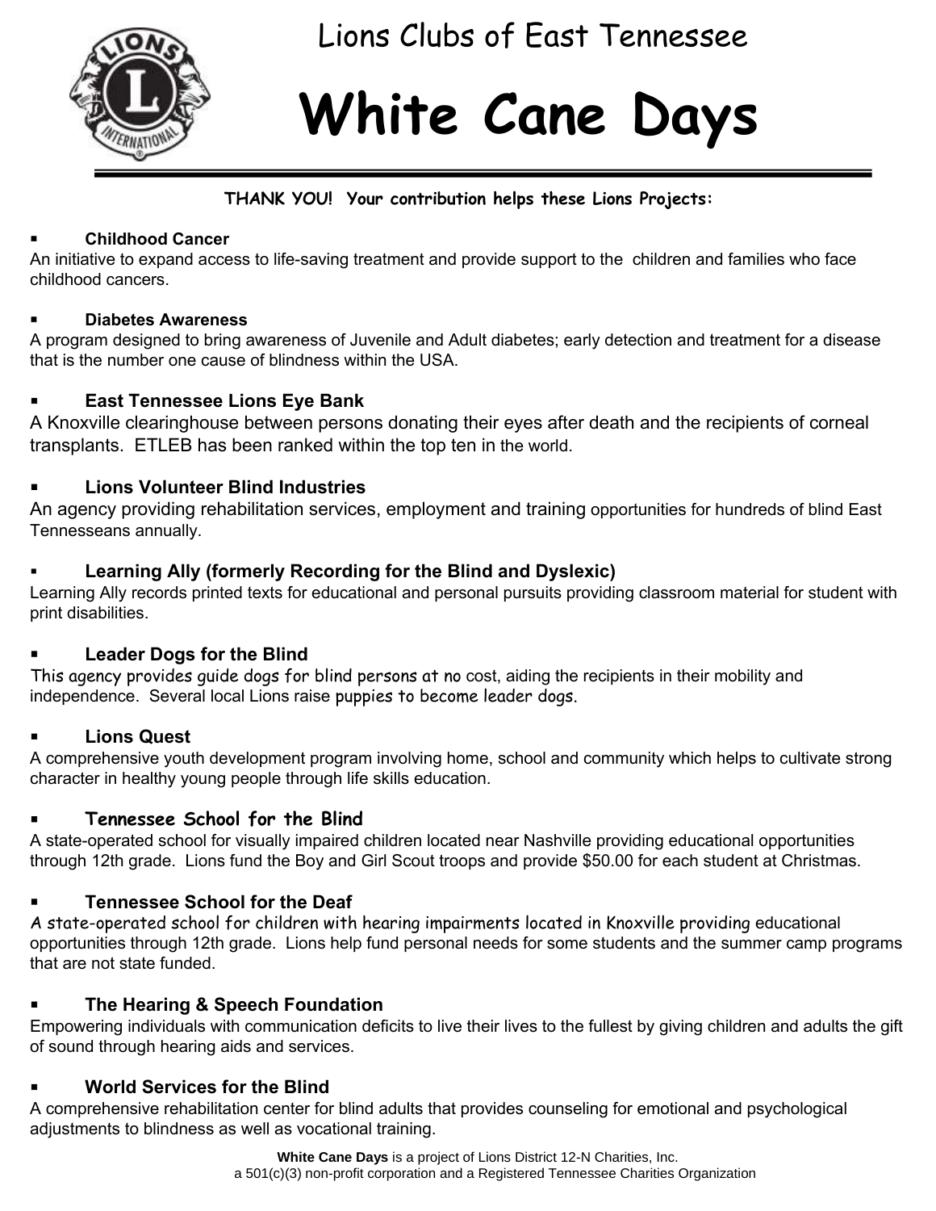# Lions Clubs of East Tennessee

# White Cane Days

**THANK YOU! Your contribution helps these Lions Projects:**

- **Childhood Cancer**

An initiative to expand access to life-saving treatment and provide support to the children and families who face childhood cancers.

- **Diabetes Awareness**

A program designed to bring awareness of Juvenile and Adult diabetes; early detection and treatment for a disease that is the number one cause of blindness within the USA.

- **East Tennessee Lions Eye Bank**

A Knoxville clearinghouse between persons donating their eyes after death and the recipients of corneal transplants. ETLEB has been ranked within the top ten in the world.

- **Lions Volunteer Blind Industries**

An agency providing rehabilitation services, employment and training opportunities for hundreds of blind East Tennesseans annually.

- **Learning Ally (formerly Recording for the Blind and Dyslexic)**

Learning Ally records printed texts for educational and personal pursuits providing classroom material for student with print disabilities.

- **Leader Dogs for the Blind**

This agency provides guide dogs for blind persons at no cost, aiding the recipients in their mobility and independence. Several local Lions raise puppies to become leader dogs.

- **Lions Quest**

A comprehensive youth development program involving home, school and community which helps to cultivate strong character in healthy young people through life skills education.

- **Tennessee School for the Blind**

A state-operated school for visually impaired children located near Nashville providing educational opportunities through 12th grade. Lions fund the Boy and Girl Scout troops and provide $50.00 for each student at Christmas.

- **Tennessee School for the Deaf**

A state-operated school for children with hearing impairments located in Knoxville providing educational opportunities through 12th grade. Lions help fund personal needs for some students and the summer camp programs that are not state funded.

- **The Hearing & Speech Foundation**

Empowering individuals with communication deficits to live their lives to the fullest by giving children and adults the gift of sound through hearing aids and services.

- **World Services for the Blind**

A comprehensive rehabilitation center for blind adults that provides counseling for emotional and psychological adjustments to blindness as well as vocational training.

**White Cane Days** is a project of Lions District 12-N Charities, Inc.
a 501(c)(3) non-profit corporation and a Registered Tennessee Charities Organization